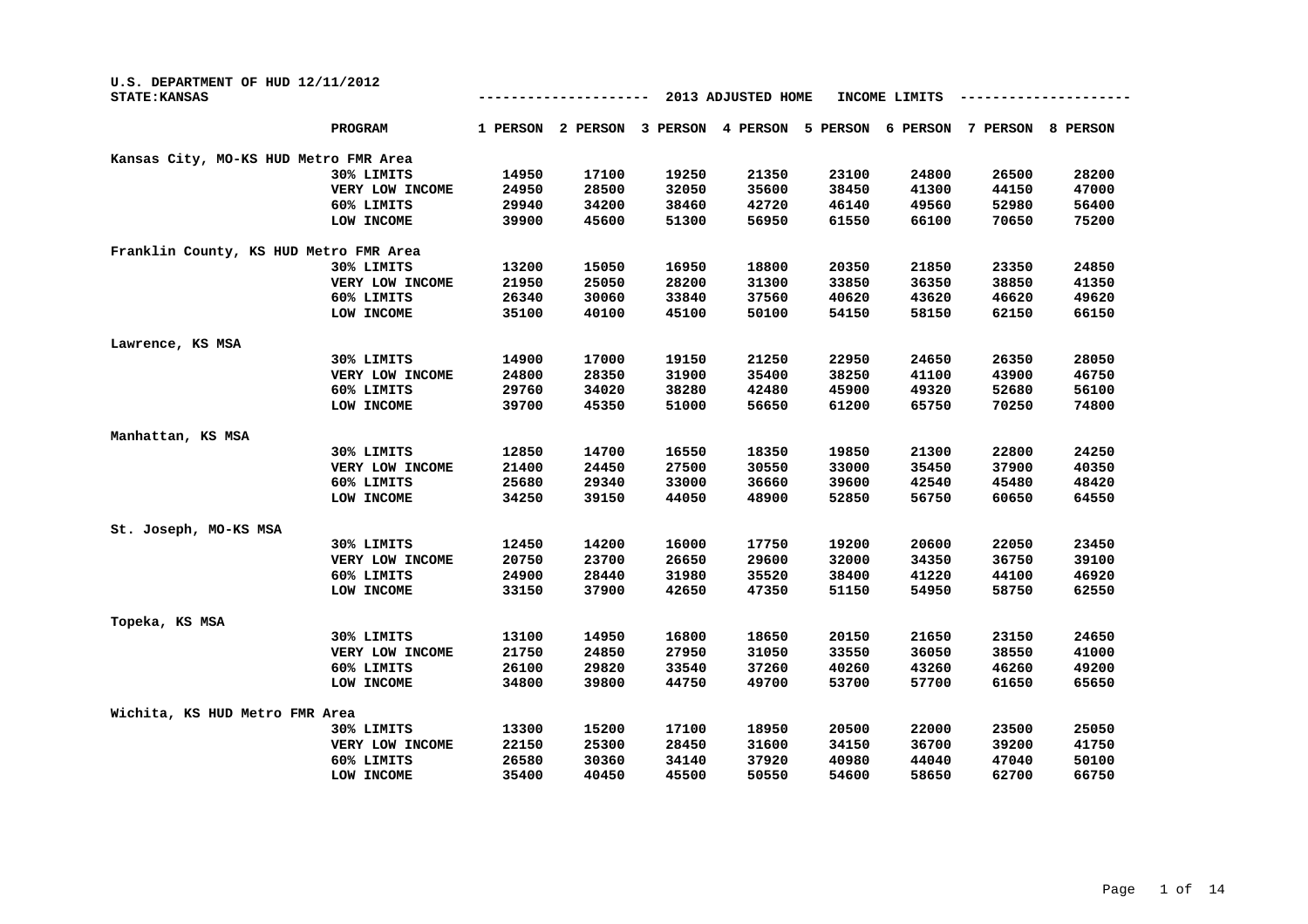U.S. DEPARTMENT OF HUD 12/11/2012

STATE:KANSAS

## 2013 ADJUSTED HOME INCOME LIMITS

| | PROGRAM | 1 PERSON | 2 PERSON | 3 PERSON | 4 PERSON | 5 PERSON | 6 PERSON | 7 PERSON | 8 PERSON |
|---|---|---|---|---|---|---|---|---|---|
| Kansas City, MO-KS HUD Metro FMR Area | | | | | | | | | |
| | 30% LIMITS | 14950 | 17100 | 19250 | 21350 | 23100 | 24800 | 26500 | 28200 |
| | VERY LOW INCOME | 24950 | 28500 | 32050 | 35600 | 38450 | 41300 | 44150 | 47000 |
| | 60% LIMITS | 29940 | 34200 | 38460 | 42720 | 46140 | 49560 | 52980 | 56400 |
| | LOW INCOME | 39900 | 45600 | 51300 | 56950 | 61550 | 66100 | 70650 | 75200 |
| Franklin County, KS HUD Metro FMR Area | | | | | | | | | |
| | 30% LIMITS | 13200 | 15050 | 16950 | 18800 | 20350 | 21850 | 23350 | 24850 |
| | VERY LOW INCOME | 21950 | 25050 | 28200 | 31300 | 33850 | 36350 | 38850 | 41350 |
| | 60% LIMITS | 26340 | 30060 | 33840 | 37560 | 40620 | 43620 | 46620 | 49620 |
| | LOW INCOME | 35100 | 40100 | 45100 | 50100 | 54150 | 58150 | 62150 | 66150 |
| Lawrence, KS MSA | | | | | | | | | |
| | 30% LIMITS | 14900 | 17000 | 19150 | 21250 | 22950 | 24650 | 26350 | 28050 |
| | VERY LOW INCOME | 24800 | 28350 | 31900 | 35400 | 38250 | 41100 | 43900 | 46750 |
| | 60% LIMITS | 29760 | 34020 | 38280 | 42480 | 45900 | 49320 | 52680 | 56100 |
| | LOW INCOME | 39700 | 45350 | 51000 | 56650 | 61200 | 65750 | 70250 | 74800 |
| Manhattan, KS MSA | | | | | | | | | |
| | 30% LIMITS | 12850 | 14700 | 16550 | 18350 | 19850 | 21300 | 22800 | 24250 |
| | VERY LOW INCOME | 21400 | 24450 | 27500 | 30550 | 33000 | 35450 | 37900 | 40350 |
| | 60% LIMITS | 25680 | 29340 | 33000 | 36660 | 39600 | 42540 | 45480 | 48420 |
| | LOW INCOME | 34250 | 39150 | 44050 | 48900 | 52850 | 56750 | 60650 | 64550 |
| St. Joseph, MO-KS MSA | | | | | | | | | |
| | 30% LIMITS | 12450 | 14200 | 16000 | 17750 | 19200 | 20600 | 22050 | 23450 |
| | VERY LOW INCOME | 20750 | 23700 | 26650 | 29600 | 32000 | 34350 | 36750 | 39100 |
| | 60% LIMITS | 24900 | 28440 | 31980 | 35520 | 38400 | 41220 | 44100 | 46920 |
| | LOW INCOME | 33150 | 37900 | 42650 | 47350 | 51150 | 54950 | 58750 | 62550 |
| Topeka, KS MSA | | | | | | | | | |
| | 30% LIMITS | 13100 | 14950 | 16800 | 18650 | 20150 | 21650 | 23150 | 24650 |
| | VERY LOW INCOME | 21750 | 24850 | 27950 | 31050 | 33550 | 36050 | 38550 | 41000 |
| | 60% LIMITS | 26100 | 29820 | 33540 | 37260 | 40260 | 43260 | 46260 | 49200 |
| | LOW INCOME | 34800 | 39800 | 44750 | 49700 | 53700 | 57700 | 61650 | 65650 |
| Wichita, KS HUD Metro FMR Area | | | | | | | | | |
| | 30% LIMITS | 13300 | 15200 | 17100 | 18950 | 20500 | 22000 | 23500 | 25050 |
| | VERY LOW INCOME | 22150 | 25300 | 28450 | 31600 | 34150 | 36700 | 39200 | 41750 |
| | 60% LIMITS | 26580 | 30360 | 34140 | 37920 | 40980 | 44040 | 47040 | 50100 |
| | LOW INCOME | 35400 | 40450 | 45500 | 50550 | 54600 | 58650 | 62700 | 66750 |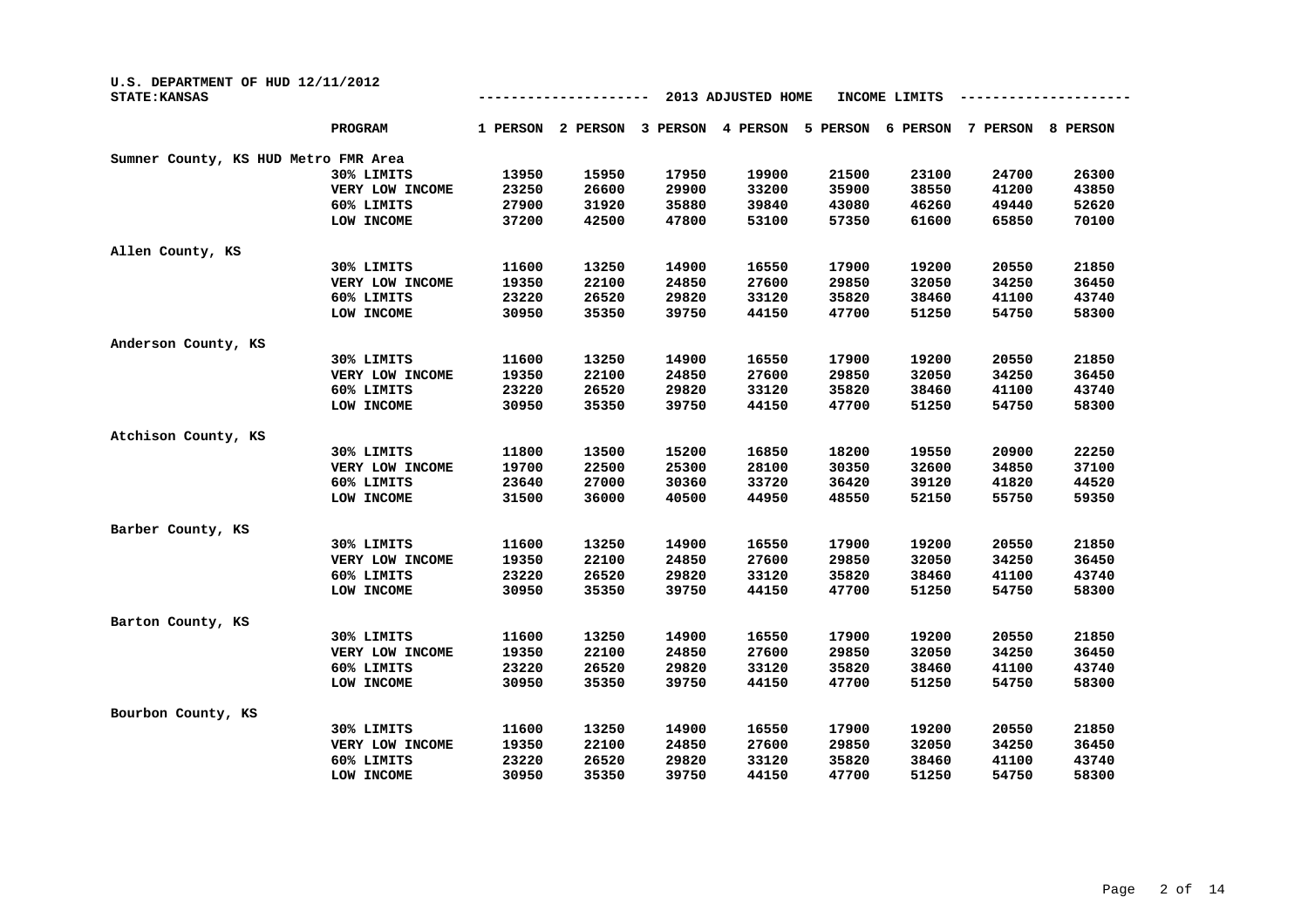U.S. DEPARTMENT OF HUD 12/11/2012

STATE:KANSAS

2013 ADJUSTED HOME INCOME LIMITS

| | PROGRAM | 1 PERSON | 2 PERSON | 3 PERSON | 4 PERSON | 5 PERSON | 6 PERSON | 7 PERSON | 8 PERSON |
|---|---|---|---|---|---|---|---|---|---|
| Sumner County, KS HUD Metro FMR Area | | | | | | | | | |
| | 30% LIMITS | 13950 | 15950 | 17950 | 19900 | 21500 | 23100 | 24700 | 26300 |
| | VERY LOW INCOME | 23250 | 26600 | 29900 | 33200 | 35900 | 38550 | 41200 | 43850 |
| | 60% LIMITS | 27900 | 31920 | 35880 | 39840 | 43080 | 46260 | 49440 | 52620 |
| | LOW INCOME | 37200 | 42500 | 47800 | 53100 | 57350 | 61600 | 65850 | 70100 |
| Allen County, KS | | | | | | | | | |
| | 30% LIMITS | 11600 | 13250 | 14900 | 16550 | 17900 | 19200 | 20550 | 21850 |
| | VERY LOW INCOME | 19350 | 22100 | 24850 | 27600 | 29850 | 32050 | 34250 | 36450 |
| | 60% LIMITS | 23220 | 26520 | 29820 | 33120 | 35820 | 38460 | 41100 | 43740 |
| | LOW INCOME | 30950 | 35350 | 39750 | 44150 | 47700 | 51250 | 54750 | 58300 |
| Anderson County, KS | | | | | | | | | |
| | 30% LIMITS | 11600 | 13250 | 14900 | 16550 | 17900 | 19200 | 20550 | 21850 |
| | VERY LOW INCOME | 19350 | 22100 | 24850 | 27600 | 29850 | 32050 | 34250 | 36450 |
| | 60% LIMITS | 23220 | 26520 | 29820 | 33120 | 35820 | 38460 | 41100 | 43740 |
| | LOW INCOME | 30950 | 35350 | 39750 | 44150 | 47700 | 51250 | 54750 | 58300 |
| Atchison County, KS | | | | | | | | | |
| | 30% LIMITS | 11800 | 13500 | 15200 | 16850 | 18200 | 19550 | 20900 | 22250 |
| | VERY LOW INCOME | 19700 | 22500 | 25300 | 28100 | 30350 | 32600 | 34850 | 37100 |
| | 60% LIMITS | 23640 | 27000 | 30360 | 33720 | 36420 | 39120 | 41820 | 44520 |
| | LOW INCOME | 31500 | 36000 | 40500 | 44950 | 48550 | 52150 | 55750 | 59350 |
| Barber County, KS | | | | | | | | | |
| | 30% LIMITS | 11600 | 13250 | 14900 | 16550 | 17900 | 19200 | 20550 | 21850 |
| | VERY LOW INCOME | 19350 | 22100 | 24850 | 27600 | 29850 | 32050 | 34250 | 36450 |
| | 60% LIMITS | 23220 | 26520 | 29820 | 33120 | 35820 | 38460 | 41100 | 43740 |
| | LOW INCOME | 30950 | 35350 | 39750 | 44150 | 47700 | 51250 | 54750 | 58300 |
| Barton County, KS | | | | | | | | | |
| | 30% LIMITS | 11600 | 13250 | 14900 | 16550 | 17900 | 19200 | 20550 | 21850 |
| | VERY LOW INCOME | 19350 | 22100 | 24850 | 27600 | 29850 | 32050 | 34250 | 36450 |
| | 60% LIMITS | 23220 | 26520 | 29820 | 33120 | 35820 | 38460 | 41100 | 43740 |
| | LOW INCOME | 30950 | 35350 | 39750 | 44150 | 47700 | 51250 | 54750 | 58300 |
| Bourbon County, KS | | | | | | | | | |
| | 30% LIMITS | 11600 | 13250 | 14900 | 16550 | 17900 | 19200 | 20550 | 21850 |
| | VERY LOW INCOME | 19350 | 22100 | 24850 | 27600 | 29850 | 32050 | 34250 | 36450 |
| | 60% LIMITS | 23220 | 26520 | 29820 | 33120 | 35820 | 38460 | 41100 | 43740 |
| | LOW INCOME | 30950 | 35350 | 39750 | 44150 | 47700 | 51250 | 54750 | 58300 |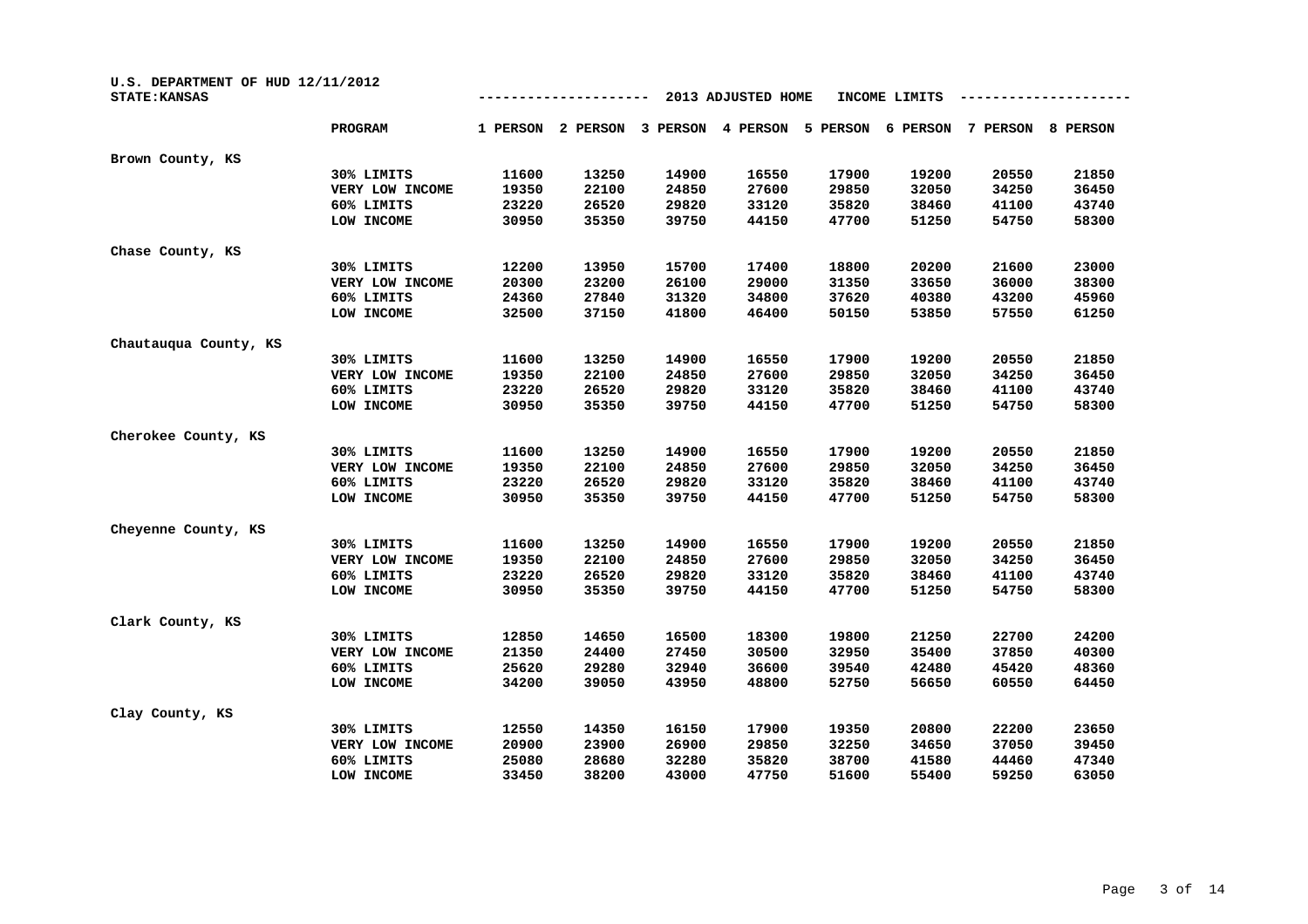U.S. DEPARTMENT OF HUD 12/11/2012
STATE:KANSAS

2013 ADJUSTED HOME INCOME LIMITS

| | PROGRAM | 1 PERSON | 2 PERSON | 3 PERSON | 4 PERSON | 5 PERSON | 6 PERSON | 7 PERSON | 8 PERSON |
|---|---|---|---|---|---|---|---|---|---|
| Brown County, KS | | | | | | | | | |
| | 30% LIMITS | 11600 | 13250 | 14900 | 16550 | 17900 | 19200 | 20550 | 21850 |
| | VERY LOW INCOME | 19350 | 22100 | 24850 | 27600 | 29850 | 32050 | 34250 | 36450 |
| | 60% LIMITS | 23220 | 26520 | 29820 | 33120 | 35820 | 38460 | 41100 | 43740 |
| | LOW INCOME | 30950 | 35350 | 39750 | 44150 | 47700 | 51250 | 54750 | 58300 |
| Chase County, KS | | | | | | | | | |
| | 30% LIMITS | 12200 | 13950 | 15700 | 17400 | 18800 | 20200 | 21600 | 23000 |
| | VERY LOW INCOME | 20300 | 23200 | 26100 | 29000 | 31350 | 33650 | 36000 | 38300 |
| | 60% LIMITS | 24360 | 27840 | 31320 | 34800 | 37620 | 40380 | 43200 | 45960 |
| | LOW INCOME | 32500 | 37150 | 41800 | 46400 | 50150 | 53850 | 57550 | 61250 |
| Chautauqua County, KS | | | | | | | | | |
| | 30% LIMITS | 11600 | 13250 | 14900 | 16550 | 17900 | 19200 | 20550 | 21850 |
| | VERY LOW INCOME | 19350 | 22100 | 24850 | 27600 | 29850 | 32050 | 34250 | 36450 |
| | 60% LIMITS | 23220 | 26520 | 29820 | 33120 | 35820 | 38460 | 41100 | 43740 |
| | LOW INCOME | 30950 | 35350 | 39750 | 44150 | 47700 | 51250 | 54750 | 58300 |
| Cherokee County, KS | | | | | | | | | |
| | 30% LIMITS | 11600 | 13250 | 14900 | 16550 | 17900 | 19200 | 20550 | 21850 |
| | VERY LOW INCOME | 19350 | 22100 | 24850 | 27600 | 29850 | 32050 | 34250 | 36450 |
| | 60% LIMITS | 23220 | 26520 | 29820 | 33120 | 35820 | 38460 | 41100 | 43740 |
| | LOW INCOME | 30950 | 35350 | 39750 | 44150 | 47700 | 51250 | 54750 | 58300 |
| Cheyenne County, KS | | | | | | | | | |
| | 30% LIMITS | 11600 | 13250 | 14900 | 16550 | 17900 | 19200 | 20550 | 21850 |
| | VERY LOW INCOME | 19350 | 22100 | 24850 | 27600 | 29850 | 32050 | 34250 | 36450 |
| | 60% LIMITS | 23220 | 26520 | 29820 | 33120 | 35820 | 38460 | 41100 | 43740 |
| | LOW INCOME | 30950 | 35350 | 39750 | 44150 | 47700 | 51250 | 54750 | 58300 |
| Clark County, KS | | | | | | | | | |
| | 30% LIMITS | 12850 | 14650 | 16500 | 18300 | 19800 | 21250 | 22700 | 24200 |
| | VERY LOW INCOME | 21350 | 24400 | 27450 | 30500 | 32950 | 35400 | 37850 | 40300 |
| | 60% LIMITS | 25620 | 29280 | 32940 | 36600 | 39540 | 42480 | 45420 | 48360 |
| | LOW INCOME | 34200 | 39050 | 43950 | 48800 | 52750 | 56650 | 60550 | 64450 |
| Clay County, KS | | | | | | | | | |
| | 30% LIMITS | 12550 | 14350 | 16150 | 17900 | 19350 | 20800 | 22200 | 23650 |
| | VERY LOW INCOME | 20900 | 23900 | 26900 | 29850 | 32250 | 34650 | 37050 | 39450 |
| | 60% LIMITS | 25080 | 28680 | 32280 | 35820 | 38700 | 41580 | 44460 | 47340 |
| | LOW INCOME | 33450 | 38200 | 43000 | 47750 | 51600 | 55400 | 59250 | 63050 |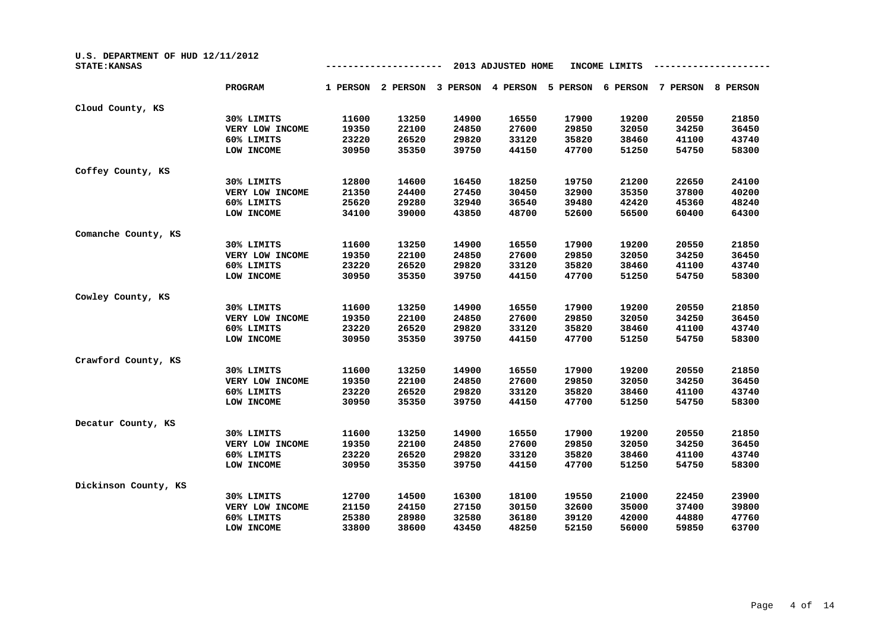U.S. DEPARTMENT OF HUD 12/11/2012

STATE:KANSAS

2013 ADJUSTED HOME INCOME LIMITS

| | PROGRAM | 1 PERSON | 2 PERSON | 3 PERSON | 4 PERSON | 5 PERSON | 6 PERSON | 7 PERSON | 8 PERSON |
|---|---|---|---|---|---|---|---|---|---|
| Cloud County, KS | | | | | | | | | |
| | 30% LIMITS | 11600 | 13250 | 14900 | 16550 | 17900 | 19200 | 20550 | 21850 |
| | VERY LOW INCOME | 19350 | 22100 | 24850 | 27600 | 29850 | 32050 | 34250 | 36450 |
| | 60% LIMITS | 23220 | 26520 | 29820 | 33120 | 35820 | 38460 | 41100 | 43740 |
| | LOW INCOME | 30950 | 35350 | 39750 | 44150 | 47700 | 51250 | 54750 | 58300 |
| Coffey County, KS | | | | | | | | | |
| | 30% LIMITS | 12800 | 14600 | 16450 | 18250 | 19750 | 21200 | 22650 | 24100 |
| | VERY LOW INCOME | 21350 | 24400 | 27450 | 30450 | 32900 | 35350 | 37800 | 40200 |
| | 60% LIMITS | 25620 | 29280 | 32940 | 36540 | 39480 | 42420 | 45360 | 48240 |
| | LOW INCOME | 34100 | 39000 | 43850 | 48700 | 52600 | 56500 | 60400 | 64300 |
| Comanche County, KS | | | | | | | | | |
| | 30% LIMITS | 11600 | 13250 | 14900 | 16550 | 17900 | 19200 | 20550 | 21850 |
| | VERY LOW INCOME | 19350 | 22100 | 24850 | 27600 | 29850 | 32050 | 34250 | 36450 |
| | 60% LIMITS | 23220 | 26520 | 29820 | 33120 | 35820 | 38460 | 41100 | 43740 |
| | LOW INCOME | 30950 | 35350 | 39750 | 44150 | 47700 | 51250 | 54750 | 58300 |
| Cowley County, KS | | | | | | | | | |
| | 30% LIMITS | 11600 | 13250 | 14900 | 16550 | 17900 | 19200 | 20550 | 21850 |
| | VERY LOW INCOME | 19350 | 22100 | 24850 | 27600 | 29850 | 32050 | 34250 | 36450 |
| | 60% LIMITS | 23220 | 26520 | 29820 | 33120 | 35820 | 38460 | 41100 | 43740 |
| | LOW INCOME | 30950 | 35350 | 39750 | 44150 | 47700 | 51250 | 54750 | 58300 |
| Crawford County, KS | | | | | | | | | |
| | 30% LIMITS | 11600 | 13250 | 14900 | 16550 | 17900 | 19200 | 20550 | 21850 |
| | VERY LOW INCOME | 19350 | 22100 | 24850 | 27600 | 29850 | 32050 | 34250 | 36450 |
| | 60% LIMITS | 23220 | 26520 | 29820 | 33120 | 35820 | 38460 | 41100 | 43740 |
| | LOW INCOME | 30950 | 35350 | 39750 | 44150 | 47700 | 51250 | 54750 | 58300 |
| Decatur County, KS | | | | | | | | | |
| | 30% LIMITS | 11600 | 13250 | 14900 | 16550 | 17900 | 19200 | 20550 | 21850 |
| | VERY LOW INCOME | 19350 | 22100 | 24850 | 27600 | 29850 | 32050 | 34250 | 36450 |
| | 60% LIMITS | 23220 | 26520 | 29820 | 33120 | 35820 | 38460 | 41100 | 43740 |
| | LOW INCOME | 30950 | 35350 | 39750 | 44150 | 47700 | 51250 | 54750 | 58300 |
| Dickinson County, KS | | | | | | | | | |
| | 30% LIMITS | 12700 | 14500 | 16300 | 18100 | 19550 | 21000 | 22450 | 23900 |
| | VERY LOW INCOME | 21150 | 24150 | 27150 | 30150 | 32600 | 35000 | 37400 | 39800 |
| | 60% LIMITS | 25380 | 28980 | 32580 | 36180 | 39120 | 42000 | 44880 | 47760 |
| | LOW INCOME | 33800 | 38600 | 43450 | 48250 | 52150 | 56000 | 59850 | 63700 |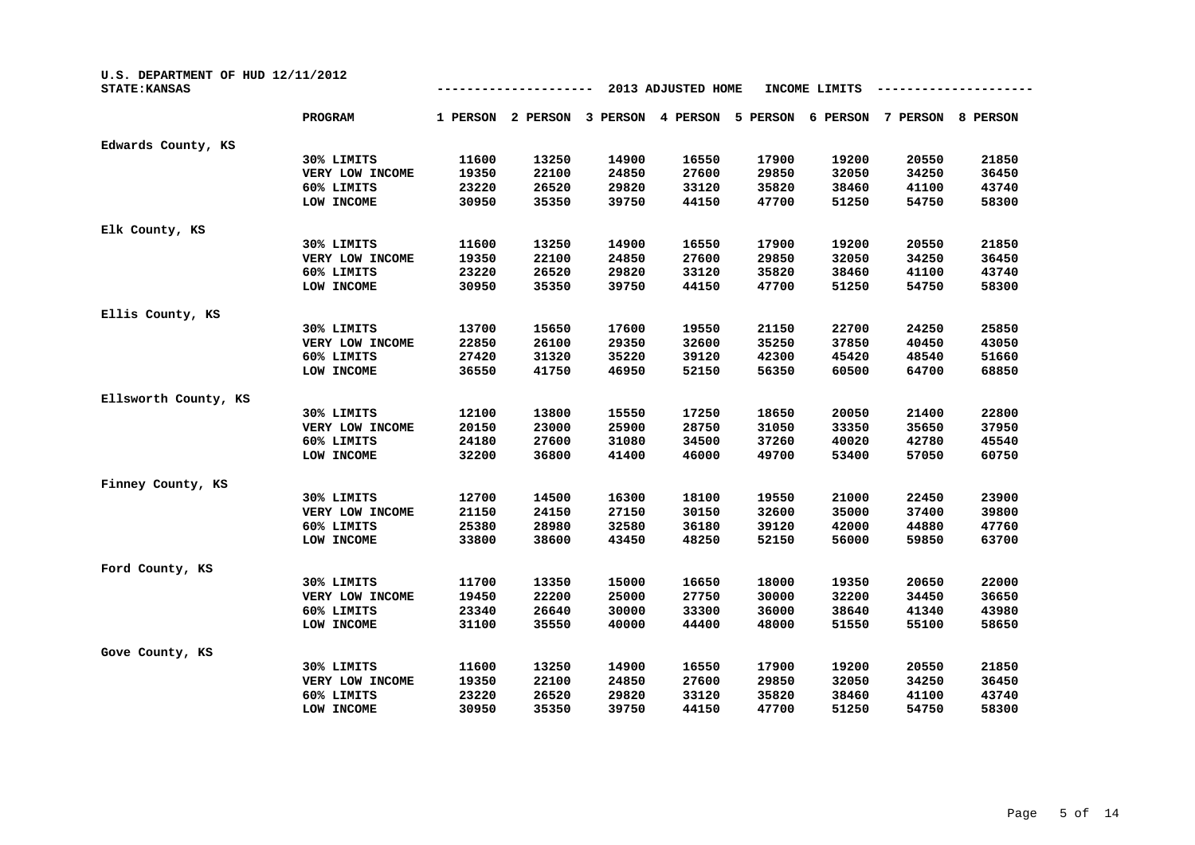U.S. DEPARTMENT OF HUD 12/11/2012
STATE:KANSAS

2013 ADJUSTED HOME INCOME LIMITS

| | PROGRAM | 1 PERSON | 2 PERSON | 3 PERSON | 4 PERSON | 5 PERSON | 6 PERSON | 7 PERSON | 8 PERSON |
|---|---|---|---|---|---|---|---|---|---|
| Edwards County, KS | | | | | | | | | |
| | 30% LIMITS | 11600 | 13250 | 14900 | 16550 | 17900 | 19200 | 20550 | 21850 |
| | VERY LOW INCOME | 19350 | 22100 | 24850 | 27600 | 29850 | 32050 | 34250 | 36450 |
| | 60% LIMITS | 23220 | 26520 | 29820 | 33120 | 35820 | 38460 | 41100 | 43740 |
| | LOW INCOME | 30950 | 35350 | 39750 | 44150 | 47700 | 51250 | 54750 | 58300 |
| Elk County, KS | | | | | | | | | |
| | 30% LIMITS | 11600 | 13250 | 14900 | 16550 | 17900 | 19200 | 20550 | 21850 |
| | VERY LOW INCOME | 19350 | 22100 | 24850 | 27600 | 29850 | 32050 | 34250 | 36450 |
| | 60% LIMITS | 23220 | 26520 | 29820 | 33120 | 35820 | 38460 | 41100 | 43740 |
| | LOW INCOME | 30950 | 35350 | 39750 | 44150 | 47700 | 51250 | 54750 | 58300 |
| Ellis County, KS | | | | | | | | | |
| | 30% LIMITS | 13700 | 15650 | 17600 | 19550 | 21150 | 22700 | 24250 | 25850 |
| | VERY LOW INCOME | 22850 | 26100 | 29350 | 32600 | 35250 | 37850 | 40450 | 43050 |
| | 60% LIMITS | 27420 | 31320 | 35220 | 39120 | 42300 | 45420 | 48540 | 51660 |
| | LOW INCOME | 36550 | 41750 | 46950 | 52150 | 56350 | 60500 | 64700 | 68850 |
| Ellsworth County, KS | | | | | | | | | |
| | 30% LIMITS | 12100 | 13800 | 15550 | 17250 | 18650 | 20050 | 21400 | 22800 |
| | VERY LOW INCOME | 20150 | 23000 | 25900 | 28750 | 31050 | 33350 | 35650 | 37950 |
| | 60% LIMITS | 24180 | 27600 | 31080 | 34500 | 37260 | 40020 | 42780 | 45540 |
| | LOW INCOME | 32200 | 36800 | 41400 | 46000 | 49700 | 53400 | 57050 | 60750 |
| Finney County, KS | | | | | | | | | |
| | 30% LIMITS | 12700 | 14500 | 16300 | 18100 | 19550 | 21000 | 22450 | 23900 |
| | VERY LOW INCOME | 21150 | 24150 | 27150 | 30150 | 32600 | 35000 | 37400 | 39800 |
| | 60% LIMITS | 25380 | 28980 | 32580 | 36180 | 39120 | 42000 | 44880 | 47760 |
| | LOW INCOME | 33800 | 38600 | 43450 | 48250 | 52150 | 56000 | 59850 | 63700 |
| Ford County, KS | | | | | | | | | |
| | 30% LIMITS | 11700 | 13350 | 15000 | 16650 | 18000 | 19350 | 20650 | 22000 |
| | VERY LOW INCOME | 19450 | 22200 | 25000 | 27750 | 30000 | 32200 | 34450 | 36650 |
| | 60% LIMITS | 23340 | 26640 | 30000 | 33300 | 36000 | 38640 | 41340 | 43980 |
| | LOW INCOME | 31100 | 35550 | 40000 | 44400 | 48000 | 51550 | 55100 | 58650 |
| Gove County, KS | | | | | | | | | |
| | 30% LIMITS | 11600 | 13250 | 14900 | 16550 | 17900 | 19200 | 20550 | 21850 |
| | VERY LOW INCOME | 19350 | 22100 | 24850 | 27600 | 29850 | 32050 | 34250 | 36450 |
| | 60% LIMITS | 23220 | 26520 | 29820 | 33120 | 35820 | 38460 | 41100 | 43740 |
| | LOW INCOME | 30950 | 35350 | 39750 | 44150 | 47700 | 51250 | 54750 | 58300 |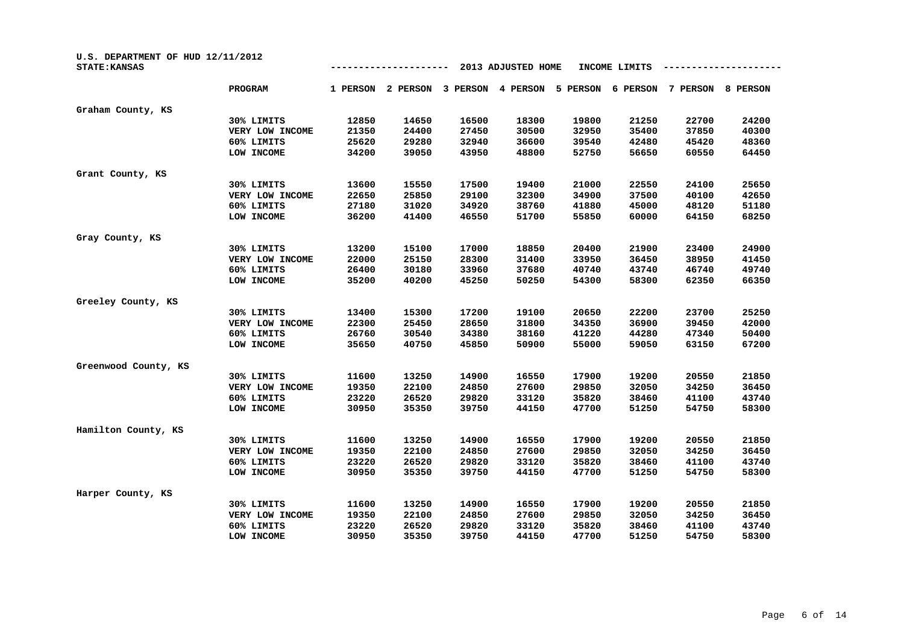U.S. DEPARTMENT OF HUD 12/11/2012
STATE:KANSAS

## 2013 ADJUSTED HOME INCOME LIMITS

| | PROGRAM | 1 PERSON | 2 PERSON | 3 PERSON | 4 PERSON | 5 PERSON | 6 PERSON | 7 PERSON | 8 PERSON |
|---|---|---|---|---|---|---|---|---|---|
| **Graham County, KS** | | | | | | | | | |
| | 30% LIMITS | 12850 | 14650 | 16500 | 18300 | 19800 | 21250 | 22700 | 24200 |
| | VERY LOW INCOME | 21350 | 24400 | 27450 | 30500 | 32950 | 35400 | 37850 | 40300 |
| | 60% LIMITS | 25620 | 29280 | 32940 | 36600 | 39540 | 42480 | 45420 | 48360 |
| | LOW INCOME | 34200 | 39050 | 43950 | 48800 | 52750 | 56650 | 60550 | 64450 |
| **Grant County, KS** | | | | | | | | | |
| | 30% LIMITS | 13600 | 15550 | 17500 | 19400 | 21000 | 22550 | 24100 | 25650 |
| | VERY LOW INCOME | 22650 | 25850 | 29100 | 32300 | 34900 | 37500 | 40100 | 42650 |
| | 60% LIMITS | 27180 | 31020 | 34920 | 38760 | 41880 | 45000 | 48120 | 51180 |
| | LOW INCOME | 36200 | 41400 | 46550 | 51700 | 55850 | 60000 | 64150 | 68250 |
| **Gray County, KS** | | | | | | | | | |
| | 30% LIMITS | 13200 | 15100 | 17000 | 18850 | 20400 | 21900 | 23400 | 24900 |
| | VERY LOW INCOME | 22000 | 25150 | 28300 | 31400 | 33950 | 36450 | 38950 | 41450 |
| | 60% LIMITS | 26400 | 30180 | 33960 | 37680 | 40740 | 43740 | 46740 | 49740 |
| | LOW INCOME | 35200 | 40200 | 45250 | 50250 | 54300 | 58300 | 62350 | 66350 |
| **Greeley County, KS** | | | | | | | | | |
| | 30% LIMITS | 13400 | 15300 | 17200 | 19100 | 20650 | 22200 | 23700 | 25250 |
| | VERY LOW INCOME | 22300 | 25450 | 28650 | 31800 | 34350 | 36900 | 39450 | 42000 |
| | 60% LIMITS | 26760 | 30540 | 34380 | 38160 | 41220 | 44280 | 47340 | 50400 |
| | LOW INCOME | 35650 | 40750 | 45850 | 50900 | 55000 | 59050 | 63150 | 67200 |
| **Greenwood County, KS** | | | | | | | | | |
| | 30% LIMITS | 11600 | 13250 | 14900 | 16550 | 17900 | 19200 | 20550 | 21850 |
| | VERY LOW INCOME | 19350 | 22100 | 24850 | 27600 | 29850 | 32050 | 34250 | 36450 |
| | 60% LIMITS | 23220 | 26520 | 29820 | 33120 | 35820 | 38460 | 41100 | 43740 |
| | LOW INCOME | 30950 | 35350 | 39750 | 44150 | 47700 | 51250 | 54750 | 58300 |
| **Hamilton County, KS** | | | | | | | | | |
| | 30% LIMITS | 11600 | 13250 | 14900 | 16550 | 17900 | 19200 | 20550 | 21850 |
| | VERY LOW INCOME | 19350 | 22100 | 24850 | 27600 | 29850 | 32050 | 34250 | 36450 |
| | 60% LIMITS | 23220 | 26520 | 29820 | 33120 | 35820 | 38460 | 41100 | 43740 |
| | LOW INCOME | 30950 | 35350 | 39750 | 44150 | 47700 | 51250 | 54750 | 58300 |
| **Harper County, KS** | | | | | | | | | |
| | 30% LIMITS | 11600 | 13250 | 14900 | 16550 | 17900 | 19200 | 20550 | 21850 |
| | VERY LOW INCOME | 19350 | 22100 | 24850 | 27600 | 29850 | 32050 | 34250 | 36450 |
| | 60% LIMITS | 23220 | 26520 | 29820 | 33120 | 35820 | 38460 | 41100 | 43740 |
| | LOW INCOME | 30950 | 35350 | 39750 | 44150 | 47700 | 51250 | 54750 | 58300 |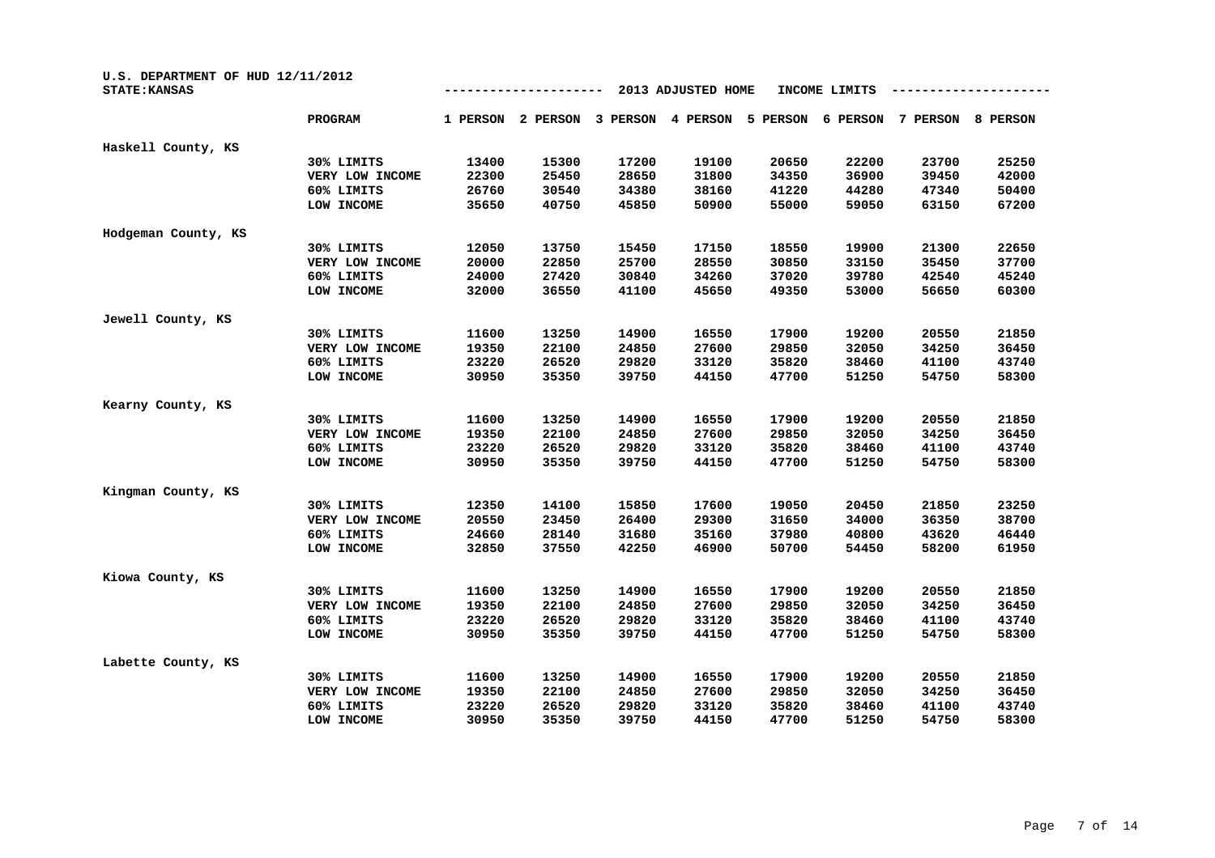U.S. DEPARTMENT OF HUD 12/11/2012
STATE:KANSAS

2013 ADJUSTED HOME INCOME LIMITS

| | PROGRAM | 1 PERSON | 2 PERSON | 3 PERSON | 4 PERSON | 5 PERSON | 6 PERSON | 7 PERSON | 8 PERSON |
|---|---|---|---|---|---|---|---|---|---|
| Haskell County, KS | | | | | | | | | |
| | 30% LIMITS | 13400 | 15300 | 17200 | 19100 | 20650 | 22200 | 23700 | 25250 |
| | VERY LOW INCOME | 22300 | 25450 | 28650 | 31800 | 34350 | 36900 | 39450 | 42000 |
| | 60% LIMITS | 26760 | 30540 | 34380 | 38160 | 41220 | 44280 | 47340 | 50400 |
| | LOW INCOME | 35650 | 40750 | 45850 | 50900 | 55000 | 59050 | 63150 | 67200 |
| Hodgeman County, KS | | | | | | | | | |
| | 30% LIMITS | 12050 | 13750 | 15450 | 17150 | 18550 | 19900 | 21300 | 22650 |
| | VERY LOW INCOME | 20000 | 22850 | 25700 | 28550 | 30850 | 33150 | 35450 | 37700 |
| | 60% LIMITS | 24000 | 27420 | 30840 | 34260 | 37020 | 39780 | 42540 | 45240 |
| | LOW INCOME | 32000 | 36550 | 41100 | 45650 | 49350 | 53000 | 56650 | 60300 |
| Jewell County, KS | | | | | | | | | |
| | 30% LIMITS | 11600 | 13250 | 14900 | 16550 | 17900 | 19200 | 20550 | 21850 |
| | VERY LOW INCOME | 19350 | 22100 | 24850 | 27600 | 29850 | 32050 | 34250 | 36450 |
| | 60% LIMITS | 23220 | 26520 | 29820 | 33120 | 35820 | 38460 | 41100 | 43740 |
| | LOW INCOME | 30950 | 35350 | 39750 | 44150 | 47700 | 51250 | 54750 | 58300 |
| Kearny County, KS | | | | | | | | | |
| | 30% LIMITS | 11600 | 13250 | 14900 | 16550 | 17900 | 19200 | 20550 | 21850 |
| | VERY LOW INCOME | 19350 | 22100 | 24850 | 27600 | 29850 | 32050 | 34250 | 36450 |
| | 60% LIMITS | 23220 | 26520 | 29820 | 33120 | 35820 | 38460 | 41100 | 43740 |
| | LOW INCOME | 30950 | 35350 | 39750 | 44150 | 47700 | 51250 | 54750 | 58300 |
| Kingman County, KS | | | | | | | | | |
| | 30% LIMITS | 12350 | 14100 | 15850 | 17600 | 19050 | 20450 | 21850 | 23250 |
| | VERY LOW INCOME | 20550 | 23450 | 26400 | 29300 | 31650 | 34000 | 36350 | 38700 |
| | 60% LIMITS | 24660 | 28140 | 31680 | 35160 | 37980 | 40800 | 43620 | 46440 |
| | LOW INCOME | 32850 | 37550 | 42250 | 46900 | 50700 | 54450 | 58200 | 61950 |
| Kiowa County, KS | | | | | | | | | |
| | 30% LIMITS | 11600 | 13250 | 14900 | 16550 | 17900 | 19200 | 20550 | 21850 |
| | VERY LOW INCOME | 19350 | 22100 | 24850 | 27600 | 29850 | 32050 | 34250 | 36450 |
| | 60% LIMITS | 23220 | 26520 | 29820 | 33120 | 35820 | 38460 | 41100 | 43740 |
| | LOW INCOME | 30950 | 35350 | 39750 | 44150 | 47700 | 51250 | 54750 | 58300 |
| Labette County, KS | | | | | | | | | |
| | 30% LIMITS | 11600 | 13250 | 14900 | 16550 | 17900 | 19200 | 20550 | 21850 |
| | VERY LOW INCOME | 19350 | 22100 | 24850 | 27600 | 29850 | 32050 | 34250 | 36450 |
| | 60% LIMITS | 23220 | 26520 | 29820 | 33120 | 35820 | 38460 | 41100 | 43740 |
| | LOW INCOME | 30950 | 35350 | 39750 | 44150 | 47700 | 51250 | 54750 | 58300 |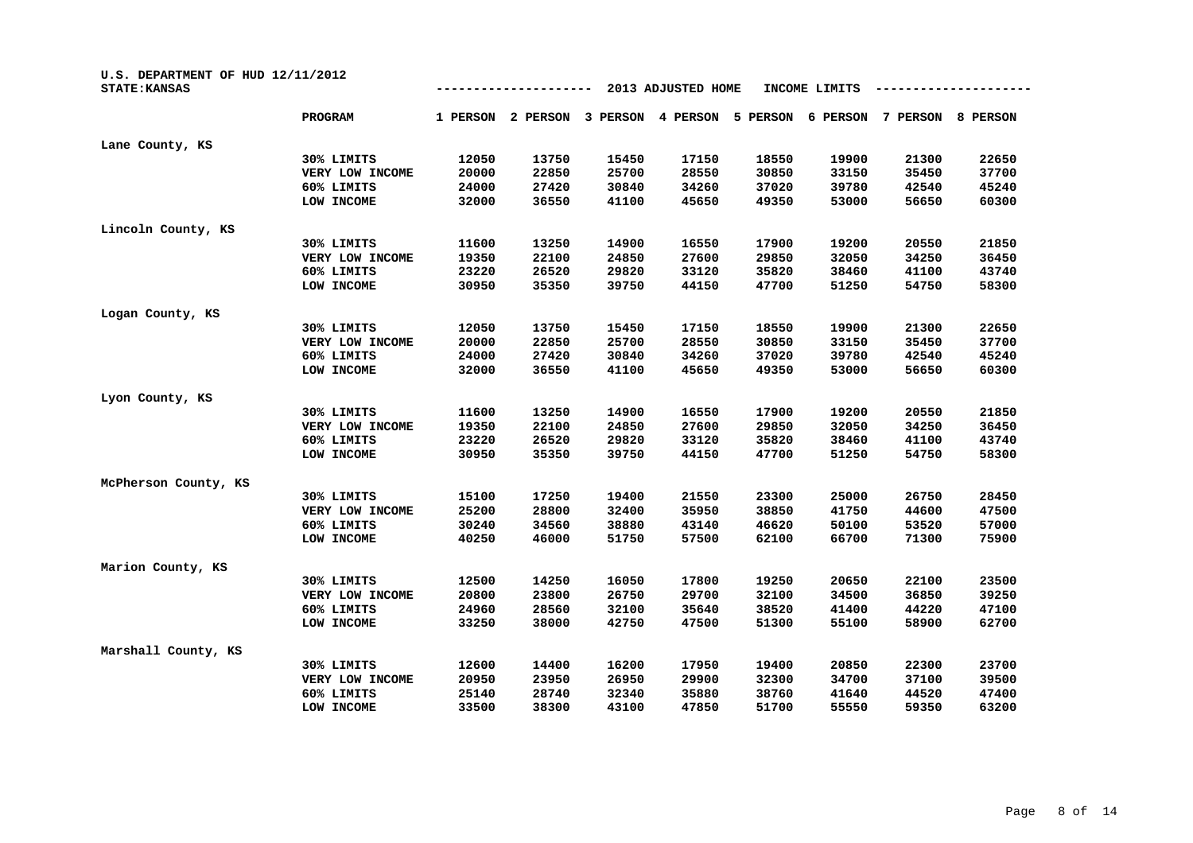U.S. DEPARTMENT OF HUD 12/11/2012

STATE: KANSAS

## 2013 ADJUSTED HOME INCOME LIMITS

| | PROGRAM | 1 PERSON | 2 PERSON | 3 PERSON | 4 PERSON | 5 PERSON | 6 PERSON | 7 PERSON | 8 PERSON |
|---|---|---|---|---|---|---|---|---|---|
| Lane County, KS | | | | | | | | | |
| | 30% LIMITS | 12050 | 13750 | 15450 | 17150 | 18550 | 19900 | 21300 | 22650 |
| | VERY LOW INCOME | 20000 | 22850 | 25700 | 28550 | 30850 | 33150 | 35450 | 37700 |
| | 60% LIMITS | 24000 | 27420 | 30840 | 34260 | 37020 | 39780 | 42540 | 45240 |
| | LOW INCOME | 32000 | 36550 | 41100 | 45650 | 49350 | 53000 | 56650 | 60300 |
| Lincoln County, KS | | | | | | | | | |
| | 30% LIMITS | 11600 | 13250 | 14900 | 16550 | 17900 | 19200 | 20550 | 21850 |
| | VERY LOW INCOME | 19350 | 22100 | 24850 | 27600 | 29850 | 32050 | 34250 | 36450 |
| | 60% LIMITS | 23220 | 26520 | 29820 | 33120 | 35820 | 38460 | 41100 | 43740 |
| | LOW INCOME | 30950 | 35350 | 39750 | 44150 | 47700 | 51250 | 54750 | 58300 |
| Logan County, KS | | | | | | | | | |
| | 30% LIMITS | 12050 | 13750 | 15450 | 17150 | 18550 | 19900 | 21300 | 22650 |
| | VERY LOW INCOME | 20000 | 22850 | 25700 | 28550 | 30850 | 33150 | 35450 | 37700 |
| | 60% LIMITS | 24000 | 27420 | 30840 | 34260 | 37020 | 39780 | 42540 | 45240 |
| | LOW INCOME | 32000 | 36550 | 41100 | 45650 | 49350 | 53000 | 56650 | 60300 |
| Lyon County, KS | | | | | | | | | |
| | 30% LIMITS | 11600 | 13250 | 14900 | 16550 | 17900 | 19200 | 20550 | 21850 |
| | VERY LOW INCOME | 19350 | 22100 | 24850 | 27600 | 29850 | 32050 | 34250 | 36450 |
| | 60% LIMITS | 23220 | 26520 | 29820 | 33120 | 35820 | 38460 | 41100 | 43740 |
| | LOW INCOME | 30950 | 35350 | 39750 | 44150 | 47700 | 51250 | 54750 | 58300 |
| McPherson County, KS | | | | | | | | | |
| | 30% LIMITS | 15100 | 17250 | 19400 | 21550 | 23300 | 25000 | 26750 | 28450 |
| | VERY LOW INCOME | 25200 | 28800 | 32400 | 35950 | 38850 | 41750 | 44600 | 47500 |
| | 60% LIMITS | 30240 | 34560 | 38880 | 43140 | 46620 | 50100 | 53520 | 57000 |
| | LOW INCOME | 40250 | 46000 | 51750 | 57500 | 62100 | 66700 | 71300 | 75900 |
| Marion County, KS | | | | | | | | | |
| | 30% LIMITS | 12500 | 14250 | 16050 | 17800 | 19250 | 20650 | 22100 | 23500 |
| | VERY LOW INCOME | 20800 | 23800 | 26750 | 29700 | 32100 | 34500 | 36850 | 39250 |
| | 60% LIMITS | 24960 | 28560 | 32100 | 35640 | 38520 | 41400 | 44220 | 47100 |
| | LOW INCOME | 33250 | 38000 | 42750 | 47500 | 51300 | 55100 | 58900 | 62700 |
| Marshall County, KS | | | | | | | | | |
| | 30% LIMITS | 12600 | 14400 | 16200 | 17950 | 19400 | 20850 | 22300 | 23700 |
| | VERY LOW INCOME | 20950 | 23950 | 26950 | 29900 | 32300 | 34700 | 37100 | 39500 |
| | 60% LIMITS | 25140 | 28740 | 32340 | 35880 | 38760 | 41640 | 44520 | 47400 |
| | LOW INCOME | 33500 | 38300 | 43100 | 47850 | 51700 | 55550 | 59350 | 63200 |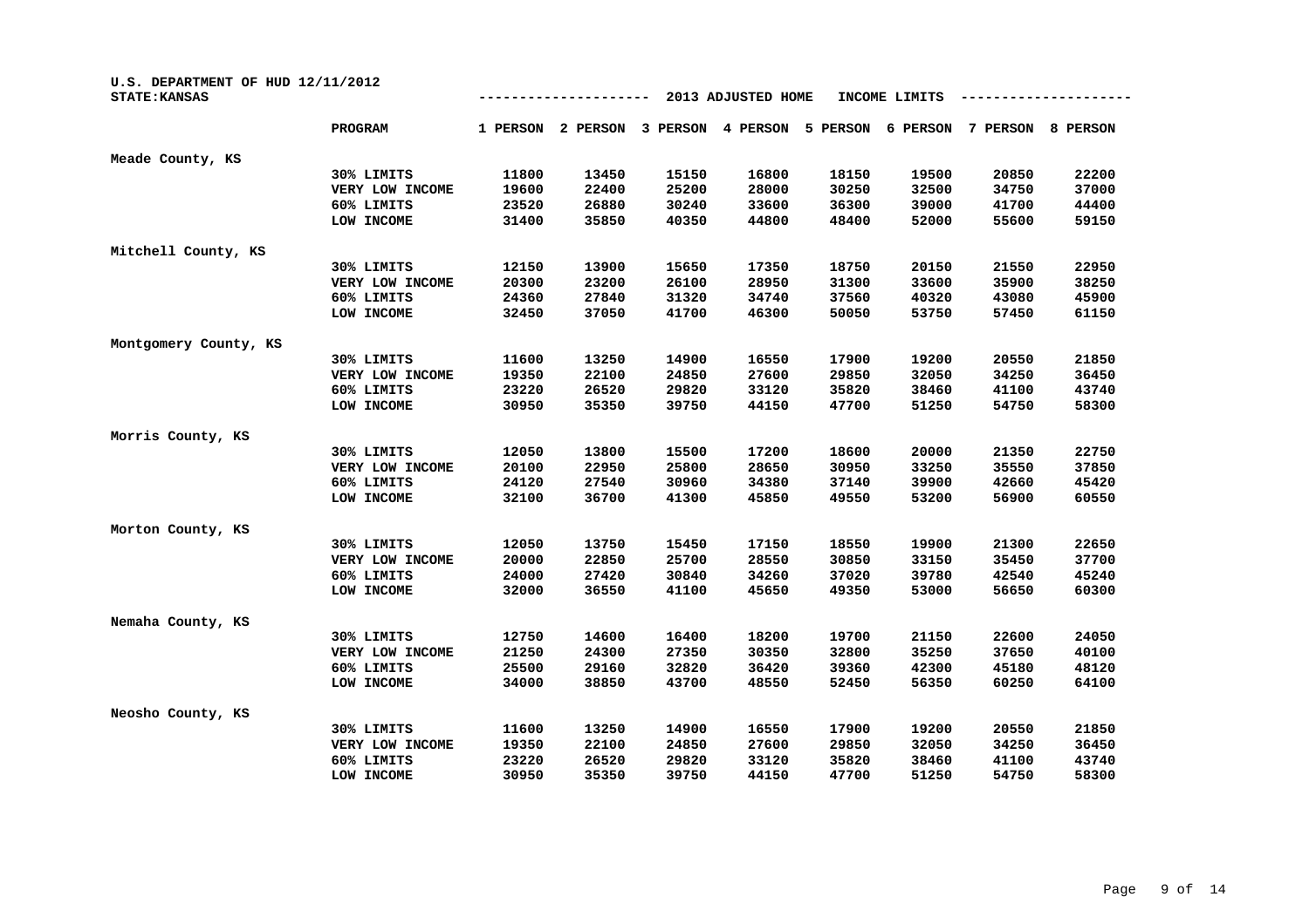U.S. DEPARTMENT OF HUD 12/11/2012
STATE: KANSAS

2013 ADJUSTED HOME INCOME LIMITS

| | PROGRAM | 1 PERSON | 2 PERSON | 3 PERSON | 4 PERSON | 5 PERSON | 6 PERSON | 7 PERSON | 8 PERSON |
|---|---|---|---|---|---|---|---|---|---|
| Meade County, KS | | | | | | | | | |
| | 30% LIMITS | 11800 | 13450 | 15150 | 16800 | 18150 | 19500 | 20850 | 22200 |
| | VERY LOW INCOME | 19600 | 22400 | 25200 | 28000 | 30250 | 32500 | 34750 | 37000 |
| | 60% LIMITS | 23520 | 26880 | 30240 | 33600 | 36300 | 39000 | 41700 | 44400 |
| | LOW INCOME | 31400 | 35850 | 40350 | 44800 | 48400 | 52000 | 55600 | 59150 |
| Mitchell County, KS | | | | | | | | | |
| | 30% LIMITS | 12150 | 13900 | 15650 | 17350 | 18750 | 20150 | 21550 | 22950 |
| | VERY LOW INCOME | 20300 | 23200 | 26100 | 28950 | 31300 | 33600 | 35900 | 38250 |
| | 60% LIMITS | 24360 | 27840 | 31320 | 34740 | 37560 | 40320 | 43080 | 45900 |
| | LOW INCOME | 32450 | 37050 | 41700 | 46300 | 50050 | 53750 | 57450 | 61150 |
| Montgomery County, KS | | | | | | | | | |
| | 30% LIMITS | 11600 | 13250 | 14900 | 16550 | 17900 | 19200 | 20550 | 21850 |
| | VERY LOW INCOME | 19350 | 22100 | 24850 | 27600 | 29850 | 32050 | 34250 | 36450 |
| | 60% LIMITS | 23220 | 26520 | 29820 | 33120 | 35820 | 38460 | 41100 | 43740 |
| | LOW INCOME | 30950 | 35350 | 39750 | 44150 | 47700 | 51250 | 54750 | 58300 |
| Morris County, KS | | | | | | | | | |
| | 30% LIMITS | 12050 | 13800 | 15500 | 17200 | 18600 | 20000 | 21350 | 22750 |
| | VERY LOW INCOME | 20100 | 22950 | 25800 | 28650 | 30950 | 33250 | 35550 | 37850 |
| | 60% LIMITS | 24120 | 27540 | 30960 | 34380 | 37140 | 39900 | 42660 | 45420 |
| | LOW INCOME | 32100 | 36700 | 41300 | 45850 | 49550 | 53200 | 56900 | 60550 |
| Morton County, KS | | | | | | | | | |
| | 30% LIMITS | 12050 | 13750 | 15450 | 17150 | 18550 | 19900 | 21300 | 22650 |
| | VERY LOW INCOME | 20000 | 22850 | 25700 | 28550 | 30850 | 33150 | 35450 | 37700 |
| | 60% LIMITS | 24000 | 27420 | 30840 | 34260 | 37020 | 39780 | 42540 | 45240 |
| | LOW INCOME | 32000 | 36550 | 41100 | 45650 | 49350 | 53000 | 56650 | 60300 |
| Nemaha County, KS | | | | | | | | | |
| | 30% LIMITS | 12750 | 14600 | 16400 | 18200 | 19700 | 21150 | 22600 | 24050 |
| | VERY LOW INCOME | 21250 | 24300 | 27350 | 30350 | 32800 | 35250 | 37650 | 40100 |
| | 60% LIMITS | 25500 | 29160 | 32820 | 36420 | 39360 | 42300 | 45180 | 48120 |
| | LOW INCOME | 34000 | 38850 | 43700 | 48550 | 52450 | 56350 | 60250 | 64100 |
| Neosho County, KS | | | | | | | | | |
| | 30% LIMITS | 11600 | 13250 | 14900 | 16550 | 17900 | 19200 | 20550 | 21850 |
| | VERY LOW INCOME | 19350 | 22100 | 24850 | 27600 | 29850 | 32050 | 34250 | 36450 |
| | 60% LIMITS | 23220 | 26520 | 29820 | 33120 | 35820 | 38460 | 41100 | 43740 |
| | LOW INCOME | 30950 | 35350 | 39750 | 44150 | 47700 | 51250 | 54750 | 58300 |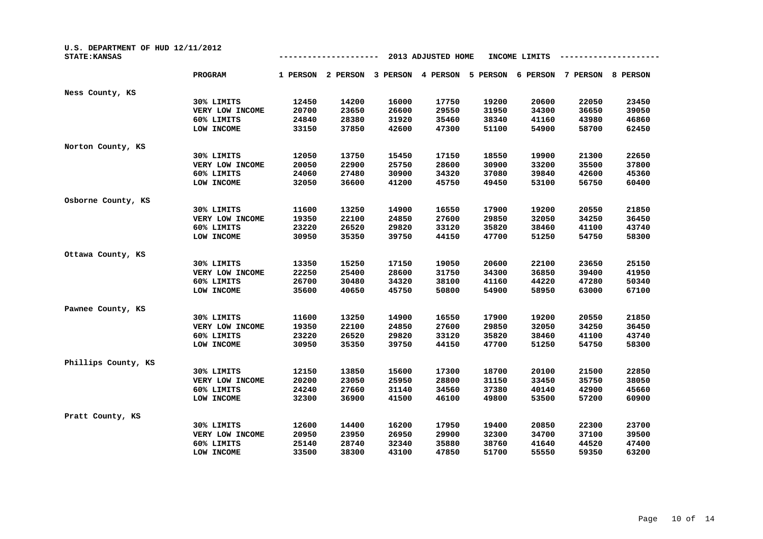U.S. DEPARTMENT OF HUD 12/11/2012
STATE:KANSAS

2013 ADJUSTED HOME INCOME LIMITS

| | PROGRAM | 1 PERSON | 2 PERSON | 3 PERSON | 4 PERSON | 5 PERSON | 6 PERSON | 7 PERSON | 8 PERSON |
|---|---|---|---|---|---|---|---|---|---|
| Ness County, KS | | | | | | | | | |
| | 30% LIMITS | 12450 | 14200 | 16000 | 17750 | 19200 | 20600 | 22050 | 23450 |
| | VERY LOW INCOME | 20700 | 23650 | 26600 | 29550 | 31950 | 34300 | 36650 | 39050 |
| | 60% LIMITS | 24840 | 28380 | 31920 | 35460 | 38340 | 41160 | 43980 | 46860 |
| | LOW INCOME | 33150 | 37850 | 42600 | 47300 | 51100 | 54900 | 58700 | 62450 |
| Norton County, KS | | | | | | | | | |
| | 30% LIMITS | 12050 | 13750 | 15450 | 17150 | 18550 | 19900 | 21300 | 22650 |
| | VERY LOW INCOME | 20050 | 22900 | 25750 | 28600 | 30900 | 33200 | 35500 | 37800 |
| | 60% LIMITS | 24060 | 27480 | 30900 | 34320 | 37080 | 39840 | 42600 | 45360 |
| | LOW INCOME | 32050 | 36600 | 41200 | 45750 | 49450 | 53100 | 56750 | 60400 |
| Osborne County, KS | | | | | | | | | |
| | 30% LIMITS | 11600 | 13250 | 14900 | 16550 | 17900 | 19200 | 20550 | 21850 |
| | VERY LOW INCOME | 19350 | 22100 | 24850 | 27600 | 29850 | 32050 | 34250 | 36450 |
| | 60% LIMITS | 23220 | 26520 | 29820 | 33120 | 35820 | 38460 | 41100 | 43740 |
| | LOW INCOME | 30950 | 35350 | 39750 | 44150 | 47700 | 51250 | 54750 | 58300 |
| Ottawa County, KS | | | | | | | | | |
| | 30% LIMITS | 13350 | 15250 | 17150 | 19050 | 20600 | 22100 | 23650 | 25150 |
| | VERY LOW INCOME | 22250 | 25400 | 28600 | 31750 | 34300 | 36850 | 39400 | 41950 |
| | 60% LIMITS | 26700 | 30480 | 34320 | 38100 | 41160 | 44220 | 47280 | 50340 |
| | LOW INCOME | 35600 | 40650 | 45750 | 50800 | 54900 | 58950 | 63000 | 67100 |
| Pawnee County, KS | | | | | | | | | |
| | 30% LIMITS | 11600 | 13250 | 14900 | 16550 | 17900 | 19200 | 20550 | 21850 |
| | VERY LOW INCOME | 19350 | 22100 | 24850 | 27600 | 29850 | 32050 | 34250 | 36450 |
| | 60% LIMITS | 23220 | 26520 | 29820 | 33120 | 35820 | 38460 | 41100 | 43740 |
| | LOW INCOME | 30950 | 35350 | 39750 | 44150 | 47700 | 51250 | 54750 | 58300 |
| Phillips County, KS | | | | | | | | | |
| | 30% LIMITS | 12150 | 13850 | 15600 | 17300 | 18700 | 20100 | 21500 | 22850 |
| | VERY LOW INCOME | 20200 | 23050 | 25950 | 28800 | 31150 | 33450 | 35750 | 38050 |
| | 60% LIMITS | 24240 | 27660 | 31140 | 34560 | 37380 | 40140 | 42900 | 45660 |
| | LOW INCOME | 32300 | 36900 | 41500 | 46100 | 49800 | 53500 | 57200 | 60900 |
| Pratt County, KS | | | | | | | | | |
| | 30% LIMITS | 12600 | 14400 | 16200 | 17950 | 19400 | 20850 | 22300 | 23700 |
| | VERY LOW INCOME | 20950 | 23950 | 26950 | 29900 | 32300 | 34700 | 37100 | 39500 |
| | 60% LIMITS | 25140 | 28740 | 32340 | 35880 | 38760 | 41640 | 44520 | 47400 |
| | LOW INCOME | 33500 | 38300 | 43100 | 47850 | 51700 | 55550 | 59350 | 63200 |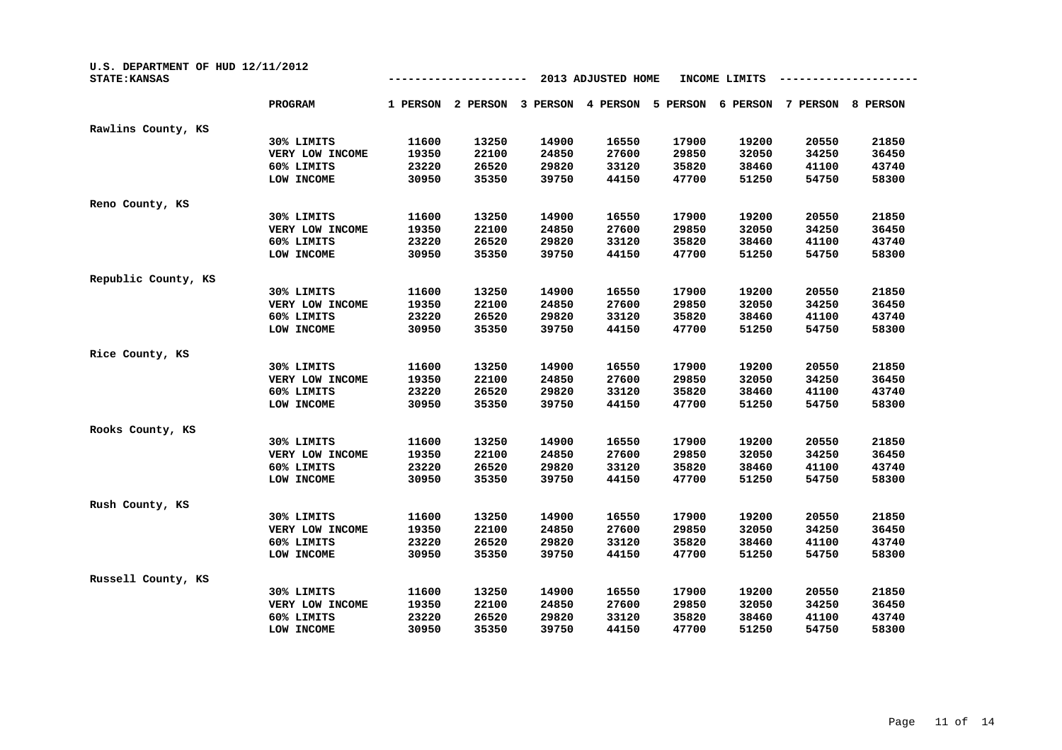U.S. DEPARTMENT OF HUD 12/11/2012
STATE:KANSAS

2013 ADJUSTED HOME INCOME LIMITS

| | PROGRAM | 1 PERSON | 2 PERSON | 3 PERSON | 4 PERSON | 5 PERSON | 6 PERSON | 7 PERSON | 8 PERSON |
|---|---|---|---|---|---|---|---|---|---|
| Rawlins County, KS | | | | | | | | | |
| | 30% LIMITS | 11600 | 13250 | 14900 | 16550 | 17900 | 19200 | 20550 | 21850 |
| | VERY LOW INCOME | 19350 | 22100 | 24850 | 27600 | 29850 | 32050 | 34250 | 36450 |
| | 60% LIMITS | 23220 | 26520 | 29820 | 33120 | 35820 | 38460 | 41100 | 43740 |
| | LOW INCOME | 30950 | 35350 | 39750 | 44150 | 47700 | 51250 | 54750 | 58300 |
| Reno County, KS | | | | | | | | | |
| | 30% LIMITS | 11600 | 13250 | 14900 | 16550 | 17900 | 19200 | 20550 | 21850 |
| | VERY LOW INCOME | 19350 | 22100 | 24850 | 27600 | 29850 | 32050 | 34250 | 36450 |
| | 60% LIMITS | 23220 | 26520 | 29820 | 33120 | 35820 | 38460 | 41100 | 43740 |
| | LOW INCOME | 30950 | 35350 | 39750 | 44150 | 47700 | 51250 | 54750 | 58300 |
| Republic County, KS | | | | | | | | | |
| | 30% LIMITS | 11600 | 13250 | 14900 | 16550 | 17900 | 19200 | 20550 | 21850 |
| | VERY LOW INCOME | 19350 | 22100 | 24850 | 27600 | 29850 | 32050 | 34250 | 36450 |
| | 60% LIMITS | 23220 | 26520 | 29820 | 33120 | 35820 | 38460 | 41100 | 43740 |
| | LOW INCOME | 30950 | 35350 | 39750 | 44150 | 47700 | 51250 | 54750 | 58300 |
| Rice County, KS | | | | | | | | | |
| | 30% LIMITS | 11600 | 13250 | 14900 | 16550 | 17900 | 19200 | 20550 | 21850 |
| | VERY LOW INCOME | 19350 | 22100 | 24850 | 27600 | 29850 | 32050 | 34250 | 36450 |
| | 60% LIMITS | 23220 | 26520 | 29820 | 33120 | 35820 | 38460 | 41100 | 43740 |
| | LOW INCOME | 30950 | 35350 | 39750 | 44150 | 47700 | 51250 | 54750 | 58300 |
| Rooks County, KS | | | | | | | | | |
| | 30% LIMITS | 11600 | 13250 | 14900 | 16550 | 17900 | 19200 | 20550 | 21850 |
| | VERY LOW INCOME | 19350 | 22100 | 24850 | 27600 | 29850 | 32050 | 34250 | 36450 |
| | 60% LIMITS | 23220 | 26520 | 29820 | 33120 | 35820 | 38460 | 41100 | 43740 |
| | LOW INCOME | 30950 | 35350 | 39750 | 44150 | 47700 | 51250 | 54750 | 58300 |
| Rush County, KS | | | | | | | | | |
| | 30% LIMITS | 11600 | 13250 | 14900 | 16550 | 17900 | 19200 | 20550 | 21850 |
| | VERY LOW INCOME | 19350 | 22100 | 24850 | 27600 | 29850 | 32050 | 34250 | 36450 |
| | 60% LIMITS | 23220 | 26520 | 29820 | 33120 | 35820 | 38460 | 41100 | 43740 |
| | LOW INCOME | 30950 | 35350 | 39750 | 44150 | 47700 | 51250 | 54750 | 58300 |
| Russell County, KS | | | | | | | | | |
| | 30% LIMITS | 11600 | 13250 | 14900 | 16550 | 17900 | 19200 | 20550 | 21850 |
| | VERY LOW INCOME | 19350 | 22100 | 24850 | 27600 | 29850 | 32050 | 34250 | 36450 |
| | 60% LIMITS | 23220 | 26520 | 29820 | 33120 | 35820 | 38460 | 41100 | 43740 |
| | LOW INCOME | 30950 | 35350 | 39750 | 44150 | 47700 | 51250 | 54750 | 58300 |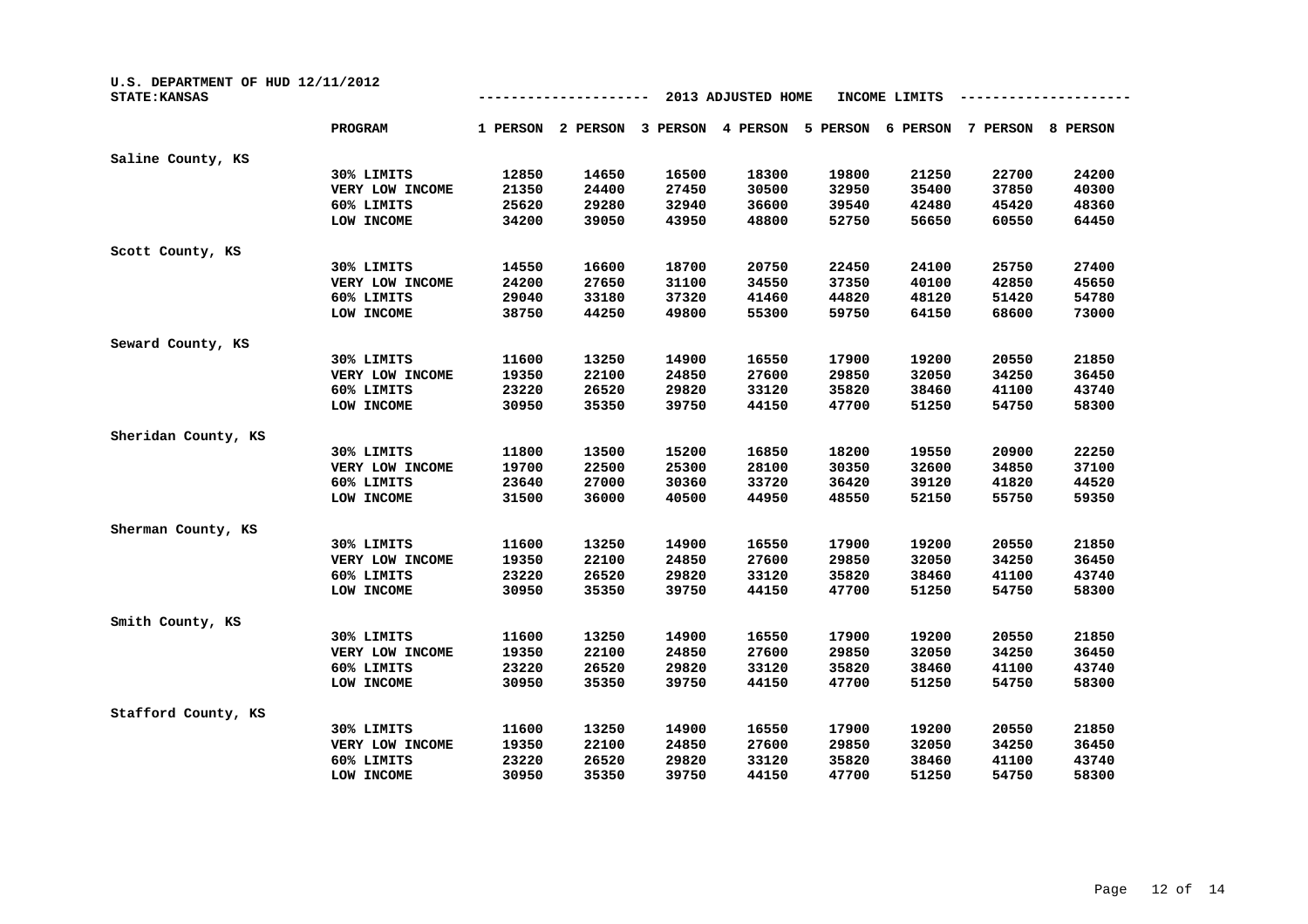U.S. DEPARTMENT OF HUD 12/11/2012
STATE:KANSAS

2013 ADJUSTED HOME INCOME LIMITS

| | PROGRAM | 1 PERSON | 2 PERSON | 3 PERSON | 4 PERSON | 5 PERSON | 6 PERSON | 7 PERSON | 8 PERSON |
|---|---|---|---|---|---|---|---|---|---|
| Saline County, KS | | | | | | | | | |
| | 30% LIMITS | 12850 | 14650 | 16500 | 18300 | 19800 | 21250 | 22700 | 24200 |
| | VERY LOW INCOME | 21350 | 24400 | 27450 | 30500 | 32950 | 35400 | 37850 | 40300 |
| | 60% LIMITS | 25620 | 29280 | 32940 | 36600 | 39540 | 42480 | 45420 | 48360 |
| | LOW INCOME | 34200 | 39050 | 43950 | 48800 | 52750 | 56650 | 60550 | 64450 |
| Scott County, KS | | | | | | | | | |
| | 30% LIMITS | 14550 | 16600 | 18700 | 20750 | 22450 | 24100 | 25750 | 27400 |
| | VERY LOW INCOME | 24200 | 27650 | 31100 | 34550 | 37350 | 40100 | 42850 | 45650 |
| | 60% LIMITS | 29040 | 33180 | 37320 | 41460 | 44820 | 48120 | 51420 | 54780 |
| | LOW INCOME | 38750 | 44250 | 49800 | 55300 | 59750 | 64150 | 68600 | 73000 |
| Seward County, KS | | | | | | | | | |
| | 30% LIMITS | 11600 | 13250 | 14900 | 16550 | 17900 | 19200 | 20550 | 21850 |
| | VERY LOW INCOME | 19350 | 22100 | 24850 | 27600 | 29850 | 32050 | 34250 | 36450 |
| | 60% LIMITS | 23220 | 26520 | 29820 | 33120 | 35820 | 38460 | 41100 | 43740 |
| | LOW INCOME | 30950 | 35350 | 39750 | 44150 | 47700 | 51250 | 54750 | 58300 |
| Sheridan County, KS | | | | | | | | | |
| | 30% LIMITS | 11800 | 13500 | 15200 | 16850 | 18200 | 19550 | 20900 | 22250 |
| | VERY LOW INCOME | 19700 | 22500 | 25300 | 28100 | 30350 | 32600 | 34850 | 37100 |
| | 60% LIMITS | 23640 | 27000 | 30360 | 33720 | 36420 | 39120 | 41820 | 44520 |
| | LOW INCOME | 31500 | 36000 | 40500 | 44950 | 48550 | 52150 | 55750 | 59350 |
| Sherman County, KS | | | | | | | | | |
| | 30% LIMITS | 11600 | 13250 | 14900 | 16550 | 17900 | 19200 | 20550 | 21850 |
| | VERY LOW INCOME | 19350 | 22100 | 24850 | 27600 | 29850 | 32050 | 34250 | 36450 |
| | 60% LIMITS | 23220 | 26520 | 29820 | 33120 | 35820 | 38460 | 41100 | 43740 |
| | LOW INCOME | 30950 | 35350 | 39750 | 44150 | 47700 | 51250 | 54750 | 58300 |
| Smith County, KS | | | | | | | | | |
| | 30% LIMITS | 11600 | 13250 | 14900 | 16550 | 17900 | 19200 | 20550 | 21850 |
| | VERY LOW INCOME | 19350 | 22100 | 24850 | 27600 | 29850 | 32050 | 34250 | 36450 |
| | 60% LIMITS | 23220 | 26520 | 29820 | 33120 | 35820 | 38460 | 41100 | 43740 |
| | LOW INCOME | 30950 | 35350 | 39750 | 44150 | 47700 | 51250 | 54750 | 58300 |
| Stafford County, KS | | | | | | | | | |
| | 30% LIMITS | 11600 | 13250 | 14900 | 16550 | 17900 | 19200 | 20550 | 21850 |
| | VERY LOW INCOME | 19350 | 22100 | 24850 | 27600 | 29850 | 32050 | 34250 | 36450 |
| | 60% LIMITS | 23220 | 26520 | 29820 | 33120 | 35820 | 38460 | 41100 | 43740 |
| | LOW INCOME | 30950 | 35350 | 39750 | 44150 | 47700 | 51250 | 54750 | 58300 |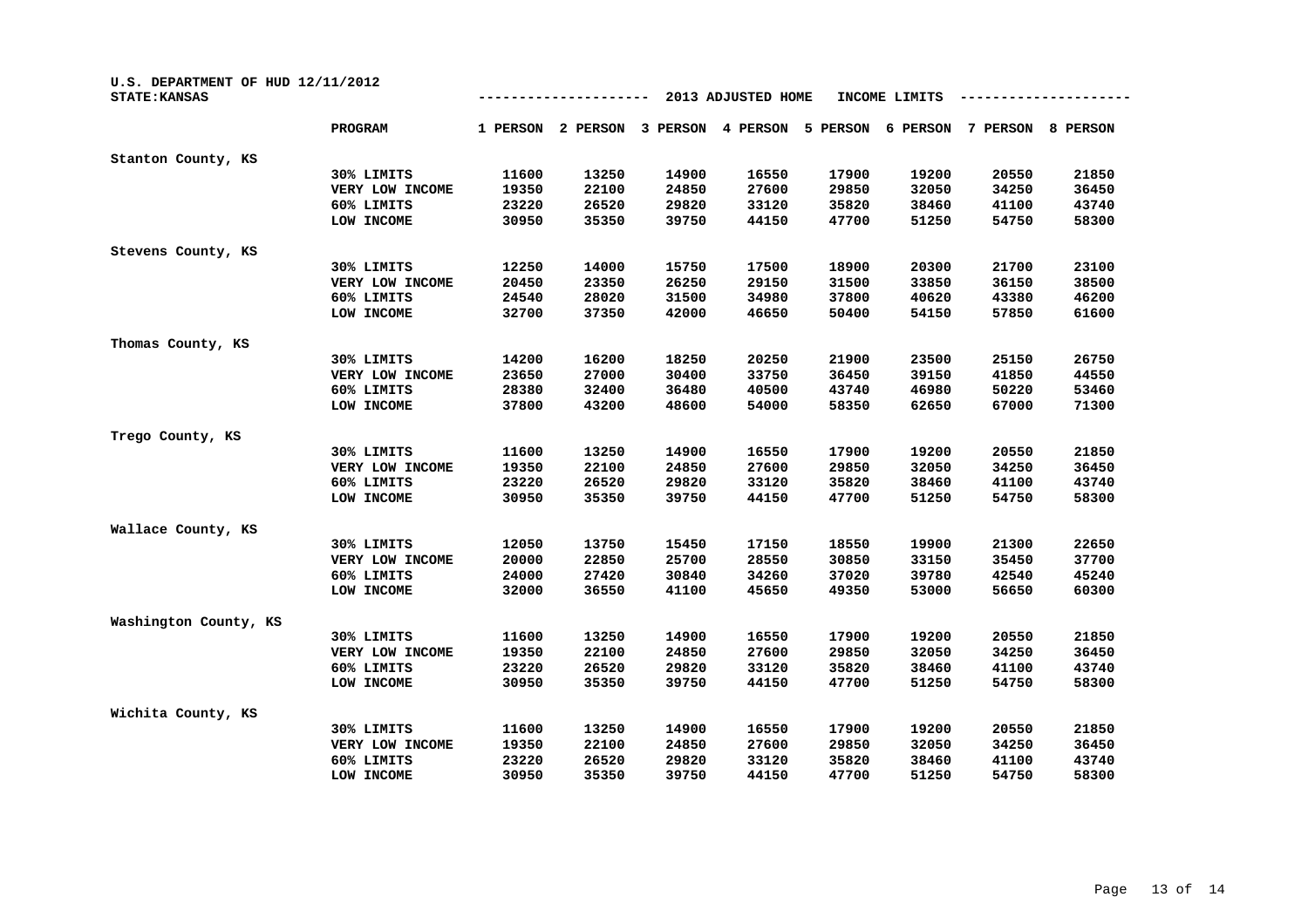U.S. DEPARTMENT OF HUD 12/11/2012
STATE:KANSAS

## 2013 ADJUSTED HOME INCOME LIMITS

| | PROGRAM | 1 PERSON | 2 PERSON | 3 PERSON | 4 PERSON | 5 PERSON | 6 PERSON | 7 PERSON | 8 PERSON |
|---|---|---|---|---|---|---|---|---|---|
| Stanton County, KS | | | | | | | | | |
| | 30% LIMITS | 11600 | 13250 | 14900 | 16550 | 17900 | 19200 | 20550 | 21850 |
| | VERY LOW INCOME | 19350 | 22100 | 24850 | 27600 | 29850 | 32050 | 34250 | 36450 |
| | 60% LIMITS | 23220 | 26520 | 29820 | 33120 | 35820 | 38460 | 41100 | 43740 |
| | LOW INCOME | 30950 | 35350 | 39750 | 44150 | 47700 | 51250 | 54750 | 58300 |
| Stevens County, KS | | | | | | | | | |
| | 30% LIMITS | 12250 | 14000 | 15750 | 17500 | 18900 | 20300 | 21700 | 23100 |
| | VERY LOW INCOME | 20450 | 23350 | 26250 | 29150 | 31500 | 33850 | 36150 | 38500 |
| | 60% LIMITS | 24540 | 28020 | 31500 | 34980 | 37800 | 40620 | 43380 | 46200 |
| | LOW INCOME | 32700 | 37350 | 42000 | 46650 | 50400 | 54150 | 57850 | 61600 |
| Thomas County, KS | | | | | | | | | |
| | 30% LIMITS | 14200 | 16200 | 18250 | 20250 | 21900 | 23500 | 25150 | 26750 |
| | VERY LOW INCOME | 23650 | 27000 | 30400 | 33750 | 36450 | 39150 | 41850 | 44550 |
| | 60% LIMITS | 28380 | 32400 | 36480 | 40500 | 43740 | 46980 | 50220 | 53460 |
| | LOW INCOME | 37800 | 43200 | 48600 | 54000 | 58350 | 62650 | 67000 | 71300 |
| Trego County, KS | | | | | | | | | |
| | 30% LIMITS | 11600 | 13250 | 14900 | 16550 | 17900 | 19200 | 20550 | 21850 |
| | VERY LOW INCOME | 19350 | 22100 | 24850 | 27600 | 29850 | 32050 | 34250 | 36450 |
| | 60% LIMITS | 23220 | 26520 | 29820 | 33120 | 35820 | 38460 | 41100 | 43740 |
| | LOW INCOME | 30950 | 35350 | 39750 | 44150 | 47700 | 51250 | 54750 | 58300 |
| Wallace County, KS | | | | | | | | | |
| | 30% LIMITS | 12050 | 13750 | 15450 | 17150 | 18550 | 19900 | 21300 | 22650 |
| | VERY LOW INCOME | 20000 | 22850 | 25700 | 28550 | 30850 | 33150 | 35450 | 37700 |
| | 60% LIMITS | 24000 | 27420 | 30840 | 34260 | 37020 | 39780 | 42540 | 45240 |
| | LOW INCOME | 32000 | 36550 | 41100 | 45650 | 49350 | 53000 | 56650 | 60300 |
| Washington County, KS | | | | | | | | | |
| | 30% LIMITS | 11600 | 13250 | 14900 | 16550 | 17900 | 19200 | 20550 | 21850 |
| | VERY LOW INCOME | 19350 | 22100 | 24850 | 27600 | 29850 | 32050 | 34250 | 36450 |
| | 60% LIMITS | 23220 | 26520 | 29820 | 33120 | 35820 | 38460 | 41100 | 43740 |
| | LOW INCOME | 30950 | 35350 | 39750 | 44150 | 47700 | 51250 | 54750 | 58300 |
| Wichita County, KS | | | | | | | | | |
| | 30% LIMITS | 11600 | 13250 | 14900 | 16550 | 17900 | 19200 | 20550 | 21850 |
| | VERY LOW INCOME | 19350 | 22100 | 24850 | 27600 | 29850 | 32050 | 34250 | 36450 |
| | 60% LIMITS | 23220 | 26520 | 29820 | 33120 | 35820 | 38460 | 41100 | 43740 |
| | LOW INCOME | 30950 | 35350 | 39750 | 44150 | 47700 | 51250 | 54750 | 58300 |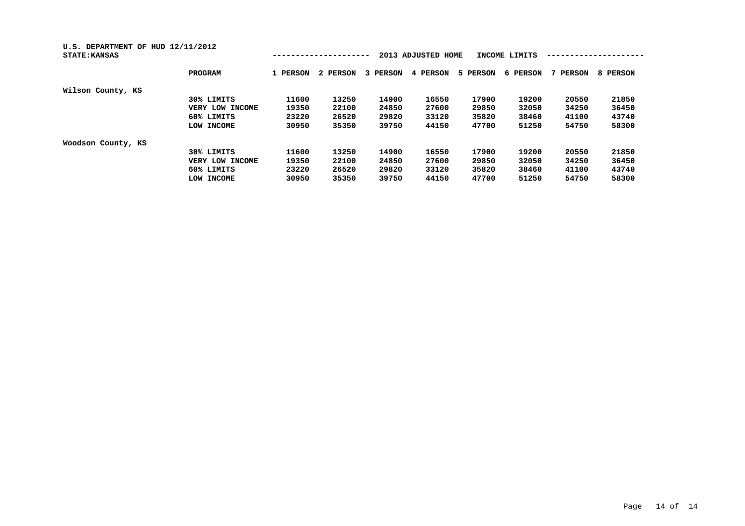U.S. DEPARTMENT OF HUD 12/11/2012
STATE:KANSAS

---------------------- 2013 ADJUSTED HOME INCOME LIMITS ----------------------

| | PROGRAM | 1 PERSON | 2 PERSON | 3 PERSON | 4 PERSON | 5 PERSON | 6 PERSON | 7 PERSON | 8 PERSON |
|---|---|---|---|---|---|---|---|---|---|
| Wilson County, KS | | | | | | | | | |
| | 30% LIMITS | 11600 | 13250 | 14900 | 16550 | 17900 | 19200 | 20550 | 21850 |
| | VERY LOW INCOME | 19350 | 22100 | 24850 | 27600 | 29850 | 32050 | 34250 | 36450 |
| | 60% LIMITS | 23220 | 26520 | 29820 | 33120 | 35820 | 38460 | 41100 | 43740 |
| | LOW INCOME | 30950 | 35350 | 39750 | 44150 | 47700 | 51250 | 54750 | 58300 |
| Woodson County, KS | | | | | | | | | |
| | 30% LIMITS | 11600 | 13250 | 14900 | 16550 | 17900 | 19200 | 20550 | 21850 |
| | VERY LOW INCOME | 19350 | 22100 | 24850 | 27600 | 29850 | 32050 | 34250 | 36450 |
| | 60% LIMITS | 23220 | 26520 | 29820 | 33120 | 35820 | 38460 | 41100 | 43740 |
| | LOW INCOME | 30950 | 35350 | 39750 | 44150 | 47700 | 51250 | 54750 | 58300 |